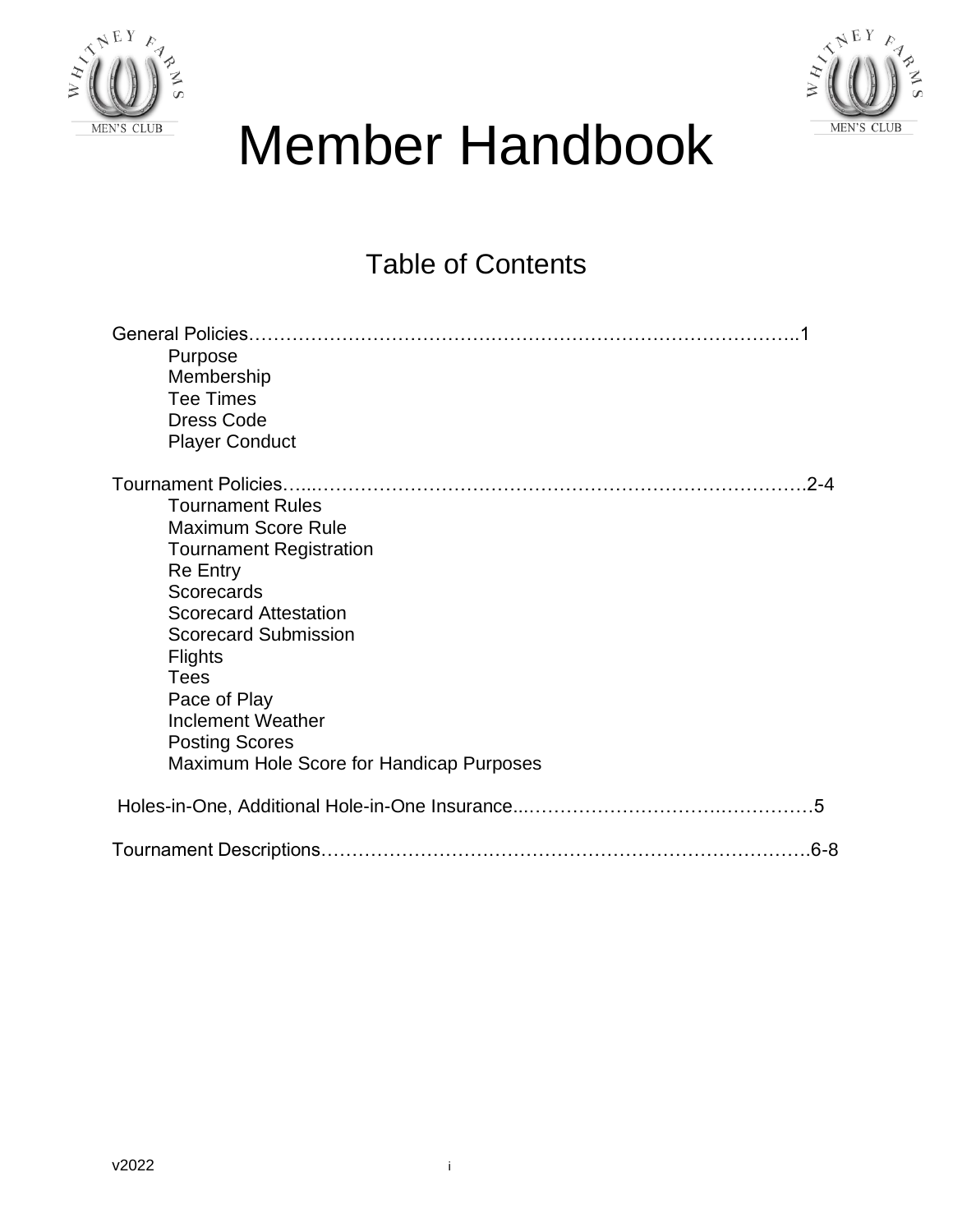# Member Handbook

## Table of Contents

General Policies……………………………………………………………………………..1

- Purpose
- Membership
- Tee Times
- Dress Code
- Player Conduct

Tournament Policies…...…………………………………………………………………….2-4

- Tournament Rules
- Maximum Score Rule
- Tournament Registration
- Re Entry
- Scorecards
- Scorecard Attestation
- Scorecard Submission
- Flights
- Tees
- Pace of Play
- Inclement Weather
- Posting Scores
- Maximum Hole Score for Handicap Purposes

Holes-in-One, Additional Hole-in-One Insurance...………………………….……………5

Tournament Descriptions………………………………………………………………….6-8

v2022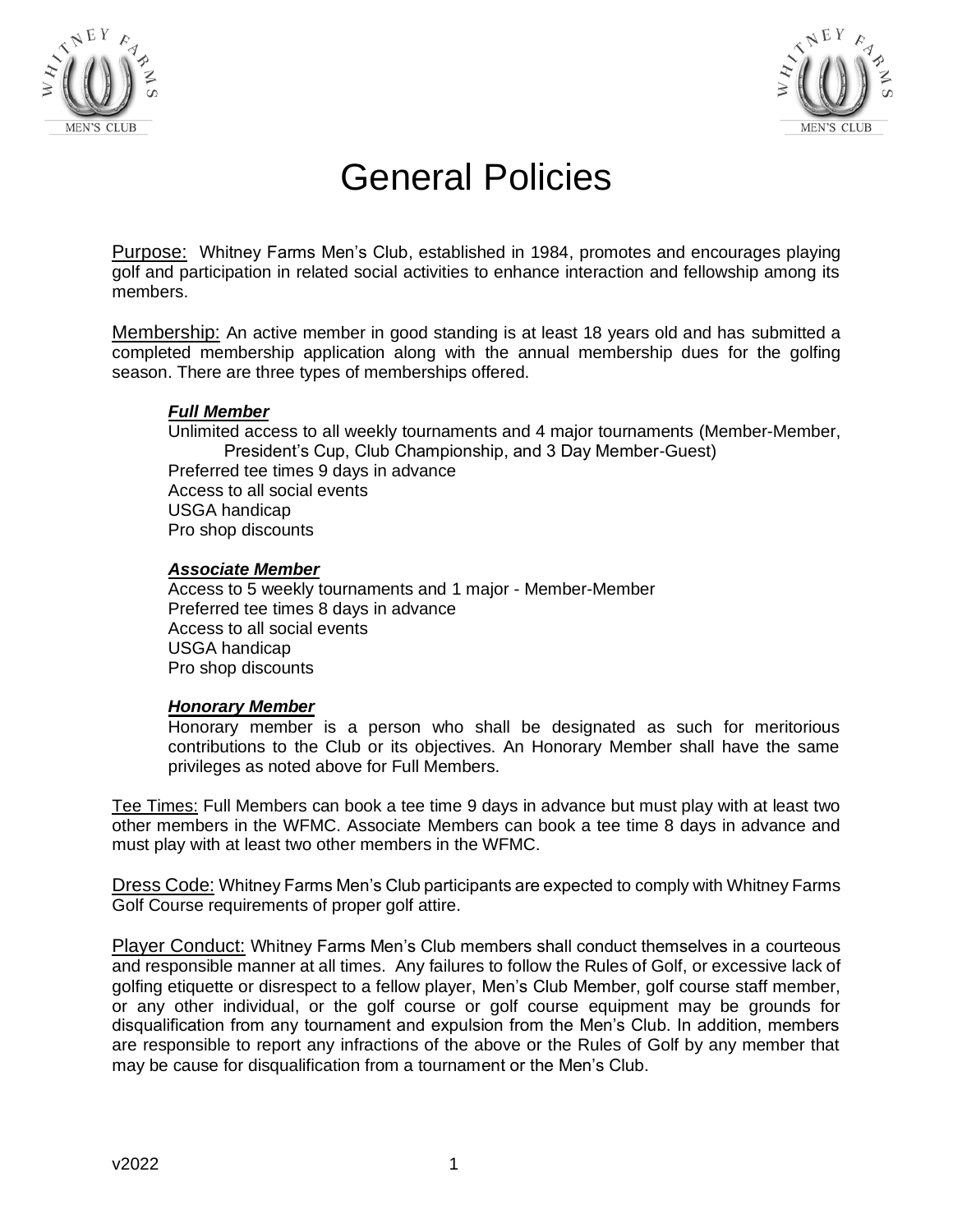# General Policies

Purpose: Whitney Farms Men's Club, established in 1984, promotes and encourages playing golf and participation in related social activities to enhance interaction and fellowship among its members.

Membership: An active member in good standing is at least 18 years old and has submitted a completed membership application along with the annual membership dues for the golfing season. There are three types of memberships offered.

***Full Member***

Unlimited access to all weekly tournaments and 4 major tournaments (Member-Member, President's Cup, Club Championship, and 3 Day Member-Guest)
Preferred tee times 9 days in advance
Access to all social events
USGA handicap
Pro shop discounts

***Associate Member***

Access to 5 weekly tournaments and 1 major - Member-Member
Preferred tee times 8 days in advance
Access to all social events
USGA handicap
Pro shop discounts

***Honorary Member***

Honorary member is a person who shall be designated as such for meritorious contributions to the Club or its objectives. An Honorary Member shall have the same privileges as noted above for Full Members.

Tee Times: Full Members can book a tee time 9 days in advance but must play with at least two other members in the WFMC. Associate Members can book a tee time 8 days in advance and must play with at least two other members in the WFMC.

Dress Code: Whitney Farms Men's Club participants are expected to comply with Whitney Farms Golf Course requirements of proper golf attire.

Player Conduct: Whitney Farms Men's Club members shall conduct themselves in a courteous and responsible manner at all times. Any failures to follow the Rules of Golf, or excessive lack of golfing etiquette or disrespect to a fellow player, Men's Club Member, golf course staff member, or any other individual, or the golf course or golf course equipment may be grounds for disqualification from any tournament and expulsion from the Men's Club. In addition, members are responsible to report any infractions of the above or the Rules of Golf by any member that may be cause for disqualification from a tournament or the Men's Club.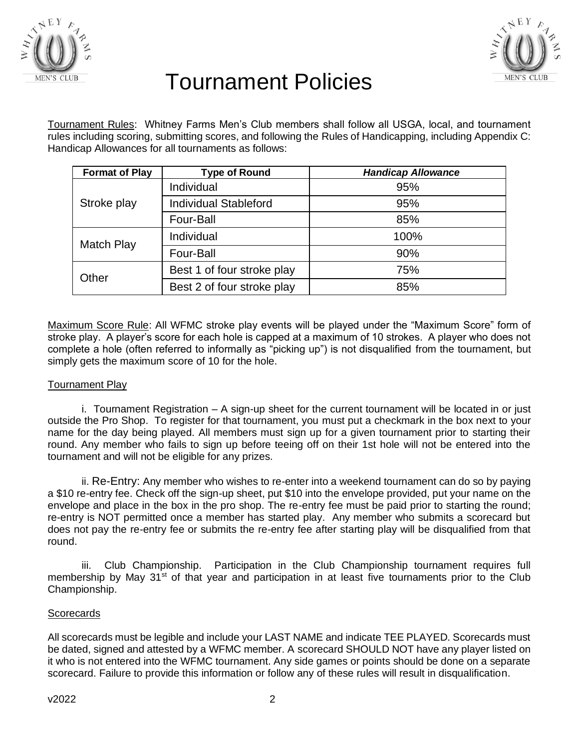# Tournament Policies

Tournament Rules: Whitney Farms Men's Club members shall follow all USGA, local, and tournament rules including scoring, submitting scores, and following the Rules of Handicapping, including Appendix C: Handicap Allowances for all tournaments as follows:

| Format of Play | Type of Round | *Handicap Allowance* |
|---|---|---|
| Stroke play | Individual | 95% |
| | Individual Stableford | 95% |
| | Four-Ball | 85% |
| Match Play | Individual | 100% |
| | Four-Ball | 90% |
| Other | Best 1 of four stroke play | 75% |
| | Best 2 of four stroke play | 85% |

Maximum Score Rule: All WFMC stroke play events will be played under the "Maximum Score" form of stroke play. A player's score for each hole is capped at a maximum of 10 strokes. A player who does not complete a hole (often referred to informally as "picking up") is not disqualified from the tournament, but simply gets the maximum score of 10 for the hole.

## Tournament Play

i. Tournament Registration – A sign-up sheet for the current tournament will be located in or just outside the Pro Shop. To register for that tournament, you must put a checkmark in the box next to your name for the day being played. All members must sign up for a given tournament prior to starting their round. Any member who fails to sign up before teeing off on their 1st hole will not be entered into the tournament and will not be eligible for any prizes.

ii. Re-Entry: Any member who wishes to re-enter into a weekend tournament can do so by paying a $10 re-entry fee. Check off the sign-up sheet, put $10 into the envelope provided, put your name on the envelope and place in the box in the pro shop. The re-entry fee must be paid prior to starting the round; re-entry is NOT permitted once a member has started play. Any member who submits a scorecard but does not pay the re-entry fee or submits the re-entry fee after starting play will be disqualified from that round.

iii. Club Championship. Participation in the Club Championship tournament requires full membership by May 31st of that year and participation in at least five tournaments prior to the Club Championship.

## Scorecards

All scorecards must be legible and include your LAST NAME and indicate TEE PLAYED. Scorecards must be dated, signed and attested by a WFMC member. A scorecard SHOULD NOT have any player listed on it who is not entered into the WFMC tournament. Any side games or points should be done on a separate scorecard. Failure to provide this information or follow any of these rules will result in disqualification.

v2022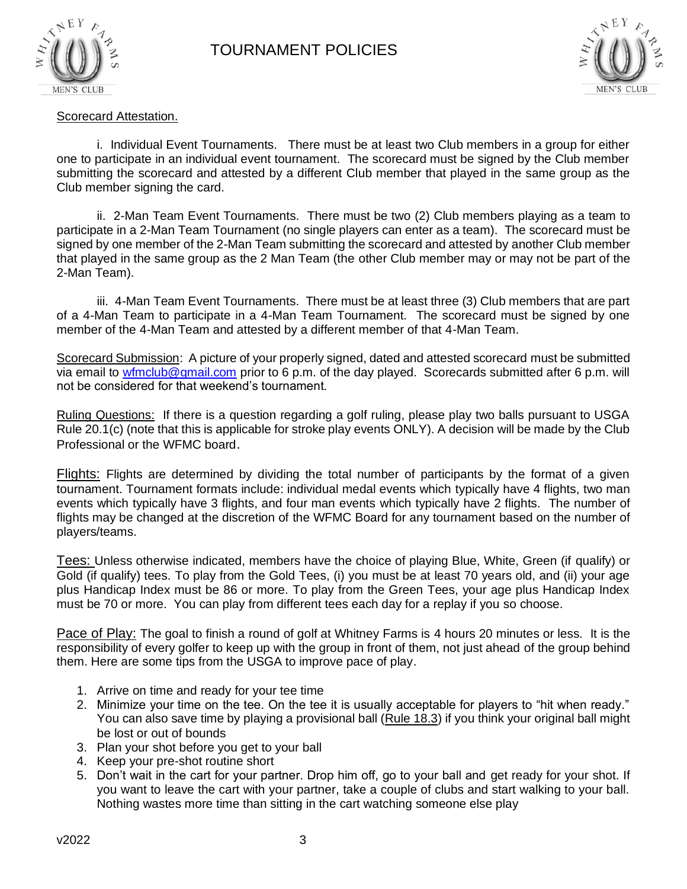# TOURNAMENT POLICIES

Scorecard Attestation.

i. Individual Event Tournaments. There must be at least two Club members in a group for either one to participate in an individual event tournament. The scorecard must be signed by the Club member submitting the scorecard and attested by a different Club member that played in the same group as the Club member signing the card.

ii. 2-Man Team Event Tournaments. There must be two (2) Club members playing as a team to participate in a 2-Man Team Tournament (no single players can enter as a team). The scorecard must be signed by one member of the 2-Man Team submitting the scorecard and attested by another Club member that played in the same group as the 2 Man Team (the other Club member may or may not be part of the 2-Man Team).

iii. 4-Man Team Event Tournaments. There must be at least three (3) Club members that are part of a 4-Man Team to participate in a 4-Man Team Tournament. The scorecard must be signed by one member of the 4-Man Team and attested by a different member of that 4-Man Team.

Scorecard Submission: A picture of your properly signed, dated and attested scorecard must be submitted via email to wfmclub@gmail.com prior to 6 p.m. of the day played. Scorecards submitted after 6 p.m. will not be considered for that weekend's tournament.

Ruling Questions: If there is a question regarding a golf ruling, please play two balls pursuant to USGA Rule 20.1(c) (note that this is applicable for stroke play events ONLY). A decision will be made by the Club Professional or the WFMC board.

Flights: Flights are determined by dividing the total number of participants by the format of a given tournament. Tournament formats include: individual medal events which typically have 4 flights, two man events which typically have 3 flights, and four man events which typically have 2 flights. The number of flights may be changed at the discretion of the WFMC Board for any tournament based on the number of players/teams.

Tees: Unless otherwise indicated, members have the choice of playing Blue, White, Green (if qualify) or Gold (if qualify) tees. To play from the Gold Tees, (i) you must be at least 70 years old, and (ii) your age plus Handicap Index must be 86 or more. To play from the Green Tees, your age plus Handicap Index must be 70 or more. You can play from different tees each day for a replay if you so choose.

Pace of Play: The goal to finish a round of golf at Whitney Farms is 4 hours 20 minutes or less. It is the responsibility of every golfer to keep up with the group in front of them, not just ahead of the group behind them. Here are some tips from the USGA to improve pace of play.

1. Arrive on time and ready for your tee time
2. Minimize your time on the tee. On the tee it is usually acceptable for players to "hit when ready." You can also save time by playing a provisional ball (Rule 18.3) if you think your original ball might be lost or out of bounds
3. Plan your shot before you get to your ball
4. Keep your pre-shot routine short
5. Don't wait in the cart for your partner. Drop him off, go to your ball and get ready for your shot. If you want to leave the cart with your partner, take a couple of clubs and start walking to your ball. Nothing wastes more time than sitting in the cart watching someone else play

v2022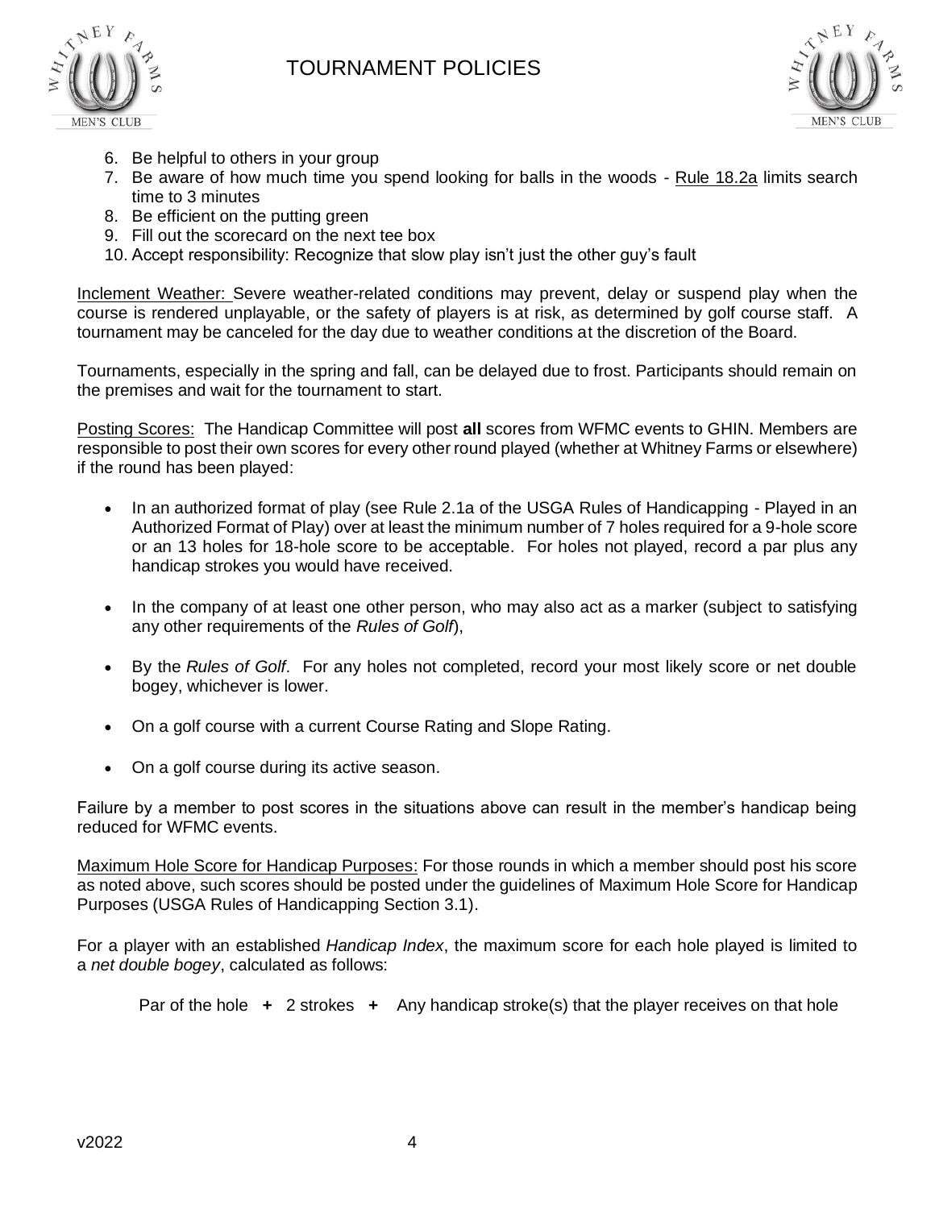6. Be helpful to others in your group
7. Be aware of how much time you spend looking for balls in the woods - Rule 18.2a limits search time to 3 minutes
8. Be efficient on the putting green
9. Fill out the scorecard on the next tee box
10. Accept responsibility: Recognize that slow play isn't just the other guy's fault

Inclement Weather: Severe weather-related conditions may prevent, delay or suspend play when the course is rendered unplayable, or the safety of players is at risk, as determined by golf course staff. A tournament may be canceled for the day due to weather conditions at the discretion of the Board.

Tournaments, especially in the spring and fall, can be delayed due to frost. Participants should remain on the premises and wait for the tournament to start.

Posting Scores: The Handicap Committee will post **all** scores from WFMC events to GHIN. Members are responsible to post their own scores for every other round played (whether at Whitney Farms or elsewhere) if the round has been played:

- In an authorized format of play (see Rule 2.1a of the USGA Rules of Handicapping - Played in an Authorized Format of Play) over at least the minimum number of 7 holes required for a 9-hole score or an 13 holes for 18-hole score to be acceptable. For holes not played, record a par plus any handicap strokes you would have received.
- In the company of at least one other person, who may also act as a marker (subject to satisfying any other requirements of the *Rules of Golf*),
- By the *Rules of Golf*. For any holes not completed, record your most likely score or net double bogey, whichever is lower.
- On a golf course with a current Course Rating and Slope Rating.
- On a golf course during its active season.

Failure by a member to post scores in the situations above can result in the member's handicap being reduced for WFMC events.

Maximum Hole Score for Handicap Purposes: For those rounds in which a member should post his score as noted above, such scores should be posted under the guidelines of Maximum Hole Score for Handicap Purposes (USGA Rules of Handicapping Section 3.1).

For a player with an established *Handicap Index*, the maximum score for each hole played is limited to a *net double bogey*, calculated as follows:

Par of the hole **+** 2 strokes **+** Any handicap stroke(s) that the player receives on that hole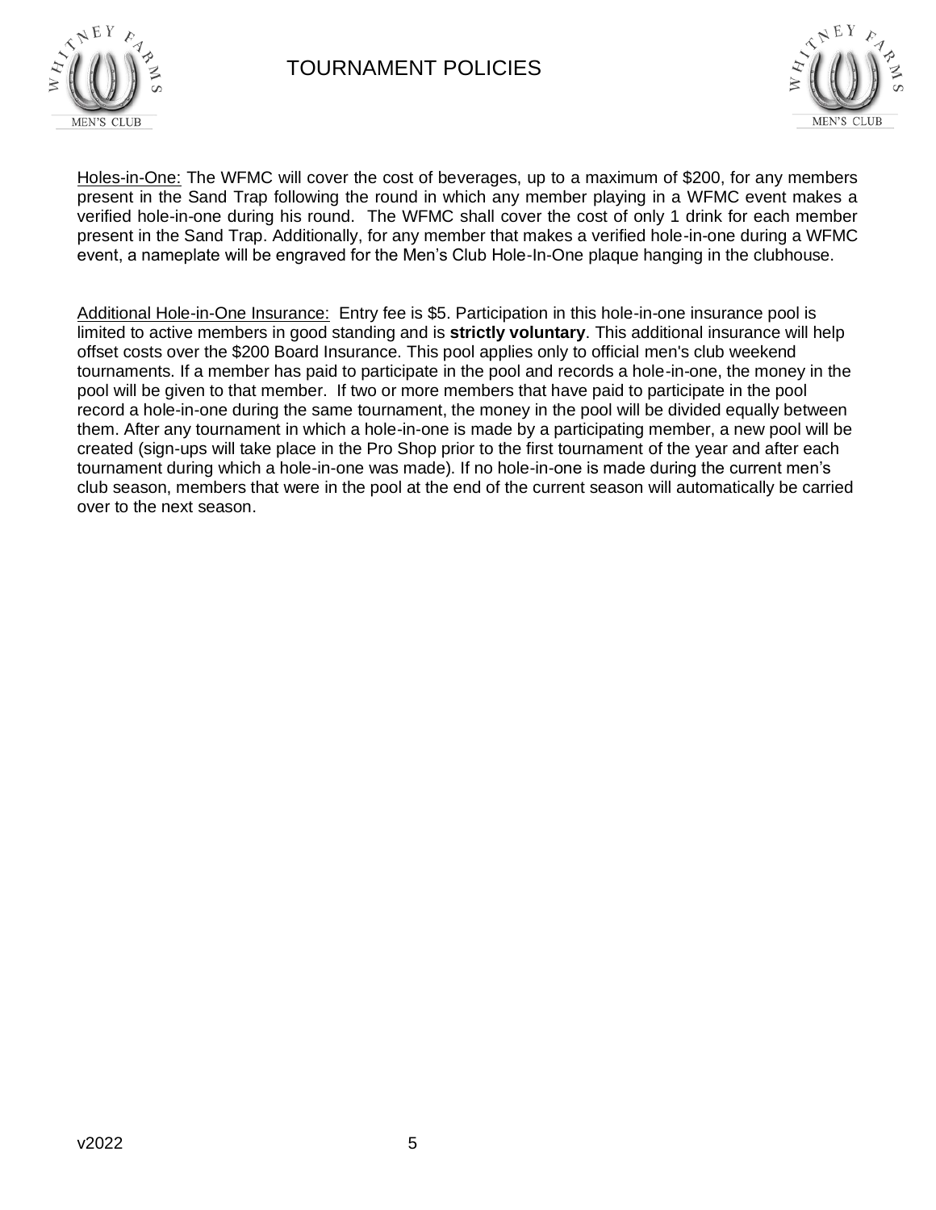# TOURNAMENT POLICIES

<u>Holes-in-One:</u> The WFMC will cover the cost of beverages, up to a maximum of $200, for any members present in the Sand Trap following the round in which any member playing in a WFMC event makes a verified hole-in-one during his round. The WFMC shall cover the cost of only 1 drink for each member present in the Sand Trap. Additionally, for any member that makes a verified hole-in-one during a WFMC event, a nameplate will be engraved for the Men's Club Hole-In-One plaque hanging in the clubhouse.

<u>Additional Hole-in-One Insurance:</u> Entry fee is $5. Participation in this hole-in-one insurance pool is limited to active members in good standing and is **strictly voluntary**. This additional insurance will help offset costs over the $200 Board Insurance. This pool applies only to official men's club weekend tournaments. If a member has paid to participate in the pool and records a hole-in-one, the money in the pool will be given to that member. If two or more members that have paid to participate in the pool record a hole-in-one during the same tournament, the money in the pool will be divided equally between them. After any tournament in which a hole-in-one is made by a participating member, a new pool will be created (sign-ups will take place in the Pro Shop prior to the first tournament of the year and after each tournament during which a hole-in-one was made). If no hole-in-one is made during the current men's club season, members that were in the pool at the end of the current season will automatically be carried over to the next season.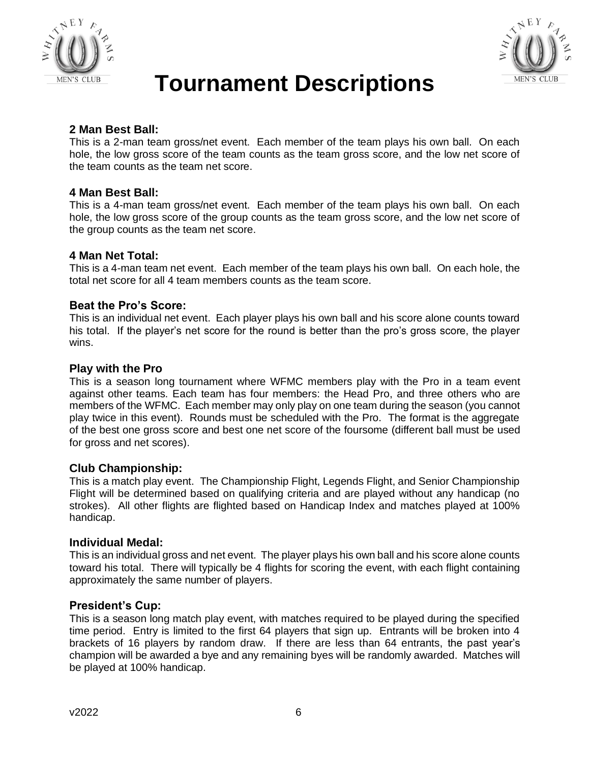# Tournament Descriptions

**2 Man Best Ball:**
This is a 2-man team gross/net event. Each member of the team plays his own ball. On each hole, the low gross score of the team counts as the team gross score, and the low net score of the team counts as the team net score.

**4 Man Best Ball:**
This is a 4-man team gross/net event. Each member of the team plays his own ball. On each hole, the low gross score of the group counts as the team gross score, and the low net score of the group counts as the team net score.

**4 Man Net Total:**
This is a 4-man team net event. Each member of the team plays his own ball. On each hole, the total net score for all 4 team members counts as the team score.

**Beat the Pro's Score:**
This is an individual net event. Each player plays his own ball and his score alone counts toward his total. If the player's net score for the round is better than the pro's gross score, the player wins.

**Play with the Pro**
This is a season long tournament where WFMC members play with the Pro in a team event against other teams. Each team has four members: the Head Pro, and three others who are members of the WFMC. Each member may only play on one team during the season (you cannot play twice in this event). Rounds must be scheduled with the Pro. The format is the aggregate of the best one gross score and best one net score of the foursome (different ball must be used for gross and net scores).

**Club Championship:**
This is a match play event. The Championship Flight, Legends Flight, and Senior Championship Flight will be determined based on qualifying criteria and are played without any handicap (no strokes). All other flights are flighted based on Handicap Index and matches played at 100% handicap.

**Individual Medal:**
This is an individual gross and net event. The player plays his own ball and his score alone counts toward his total. There will typically be 4 flights for scoring the event, with each flight containing approximately the same number of players.

**President's Cup:**
This is a season long match play event, with matches required to be played during the specified time period. Entry is limited to the first 64 players that sign up. Entrants will be broken into 4 brackets of 16 players by random draw. If there are less than 64 entrants, the past year's champion will be awarded a bye and any remaining byes will be randomly awarded. Matches will be played at 100% handicap.

v2022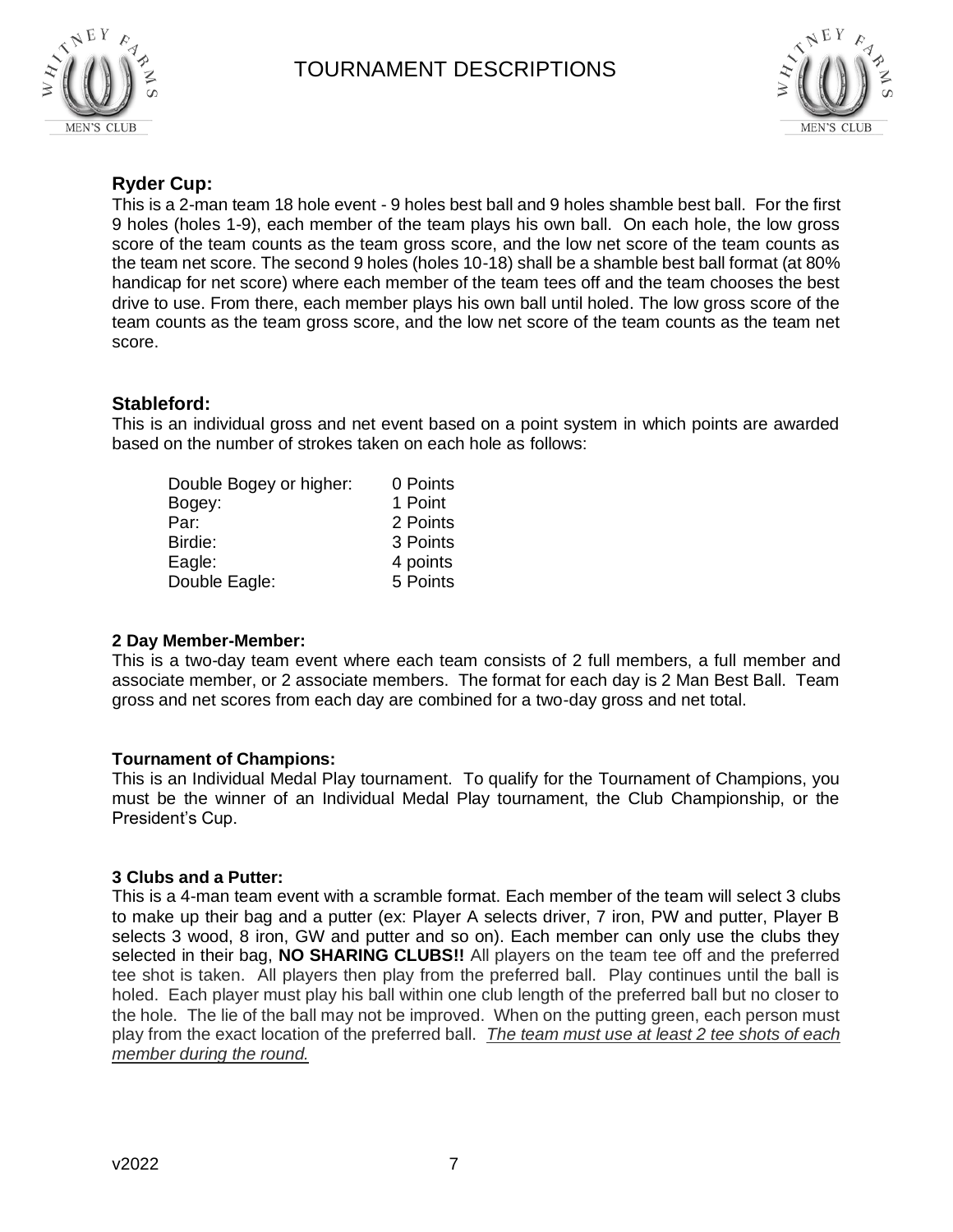# TOURNAMENT DESCRIPTIONS

## Ryder Cup:

This is a 2-man team 18 hole event - 9 holes best ball and 9 holes shamble best ball. For the first 9 holes (holes 1-9), each member of the team plays his own ball. On each hole, the low gross score of the team counts as the team gross score, and the low net score of the team counts as the team net score. The second 9 holes (holes 10-18) shall be a shamble best ball format (at 80% handicap for net score) where each member of the team tees off and the team chooses the best drive to use. From there, each member plays his own ball until holed. The low gross score of the team counts as the team gross score, and the low net score of the team counts as the team net score.

## Stableford:

This is an individual gross and net event based on a point system in which points are awarded based on the number of strokes taken on each hole as follows:

| | |
|---|---|
| Double Bogey or higher: | 0 Points |
| Bogey: | 1 Point |
| Par: | 2 Points |
| Birdie: | 3 Points |
| Eagle: | 4 points |
| Double Eagle: | 5 Points |

### 2 Day Member-Member:

This is a two-day team event where each team consists of 2 full members, a full member and associate member, or 2 associate members. The format for each day is 2 Man Best Ball. Team gross and net scores from each day are combined for a two-day gross and net total.

### Tournament of Champions:

This is an Individual Medal Play tournament. To qualify for the Tournament of Champions, you must be the winner of an Individual Medal Play tournament, the Club Championship, or the President's Cup.

### 3 Clubs and a Putter:

This is a 4-man team event with a scramble format. Each member of the team will select 3 clubs to make up their bag and a putter (ex: Player A selects driver, 7 iron, PW and putter, Player B selects 3 wood, 8 iron, GW and putter and so on). Each member can only use the clubs they selected in their bag, **NO SHARING CLUBS!!** All players on the team tee off and the preferred tee shot is taken. All players then play from the preferred ball. Play continues until the ball is holed. Each player must play his ball within one club length of the preferred ball but no closer to the hole. The lie of the ball may not be improved. When on the putting green, each person must play from the exact location of the preferred ball. *The team must use at least 2 tee shots of each member during the round.*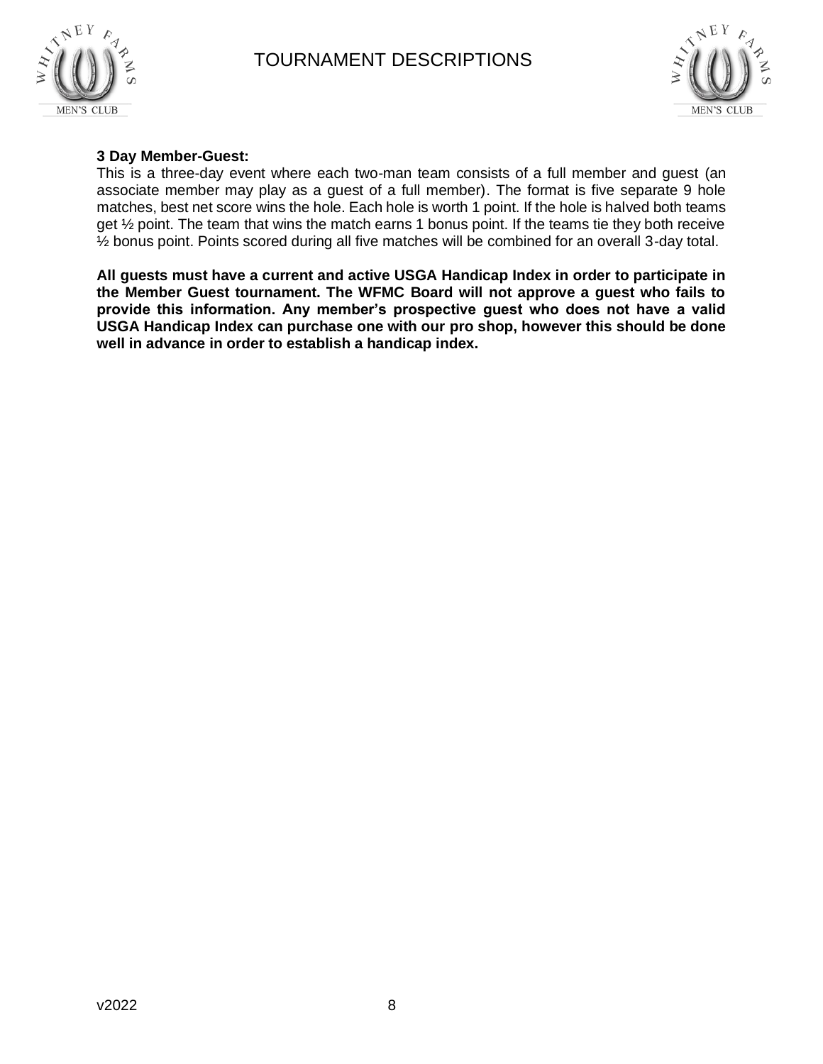# TOURNAMENT DESCRIPTIONS

**3 Day Member-Guest:**

This is a three-day event where each two-man team consists of a full member and guest (an associate member may play as a guest of a full member). The format is five separate 9 hole matches, best net score wins the hole. Each hole is worth 1 point. If the hole is halved both teams get ½ point. The team that wins the match earns 1 bonus point. If the teams tie they both receive ½ bonus point. Points scored during all five matches will be combined for an overall 3-day total.

**All guests must have a current and active USGA Handicap Index in order to participate in the Member Guest tournament. The WFMC Board will not approve a guest who fails to provide this information. Any member's prospective guest who does not have a valid USGA Handicap Index can purchase one with our pro shop, however this should be done well in advance in order to establish a handicap index.**